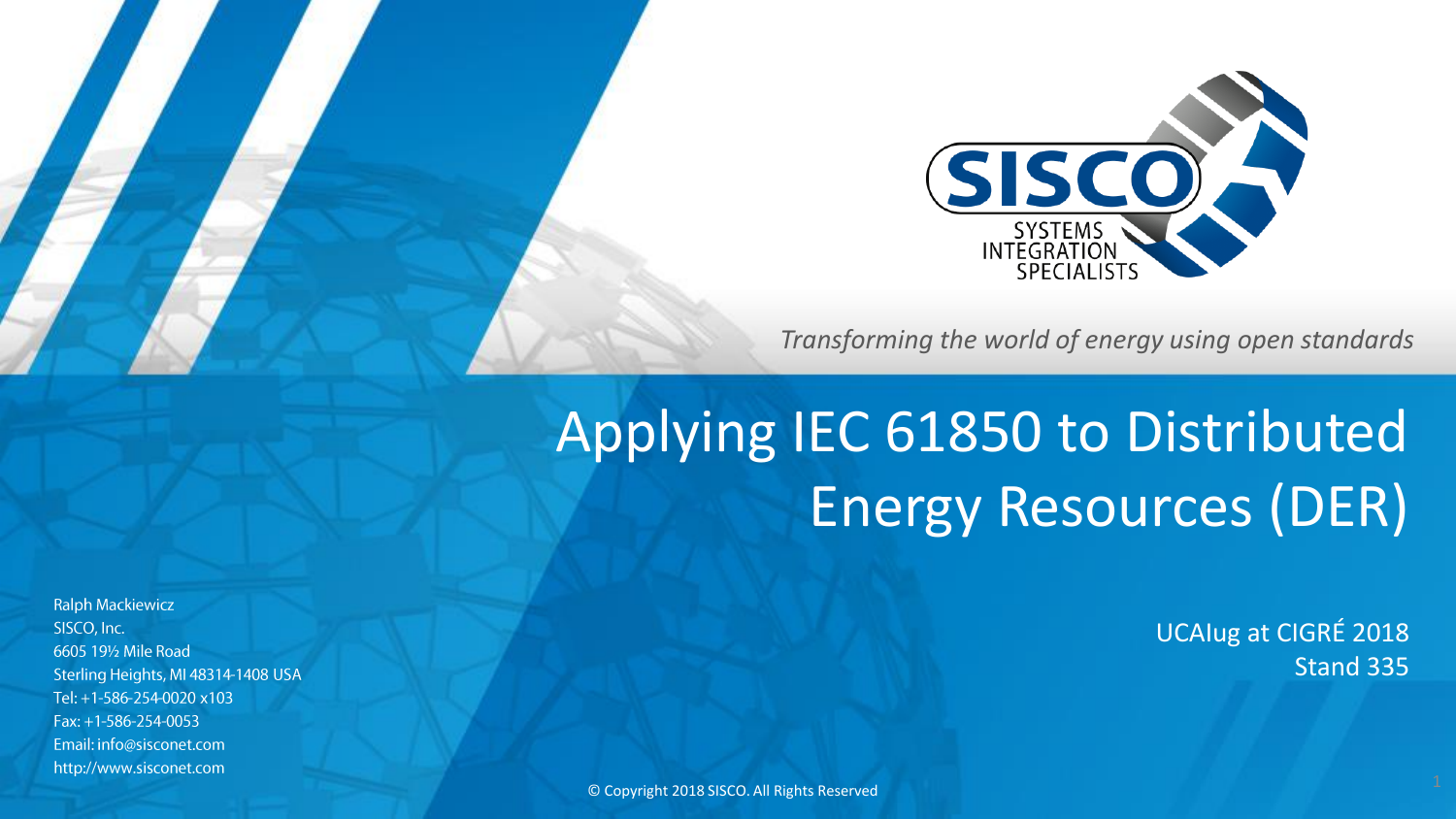SISCO

SYSTEMS INTEGRATION SPECIALISTS

*Transforming the world of energy using open standards*

# Applying IEC 61850 to Distributed Energy Resources (DER)

UCAIug at CIGRÉ 2018
Stand 335

Ralph Mackiewicz
SISCO, Inc.
6605 19½ Mile Road
Sterling Heights, MI 48314-1408 USA
Tel: +1-586-254-0020 x103
Fax: +1-586-254-0053
Email: info@sisconet.com
http://www.sisconet.com

© Copyright 2018 SISCO. All Rights Reserved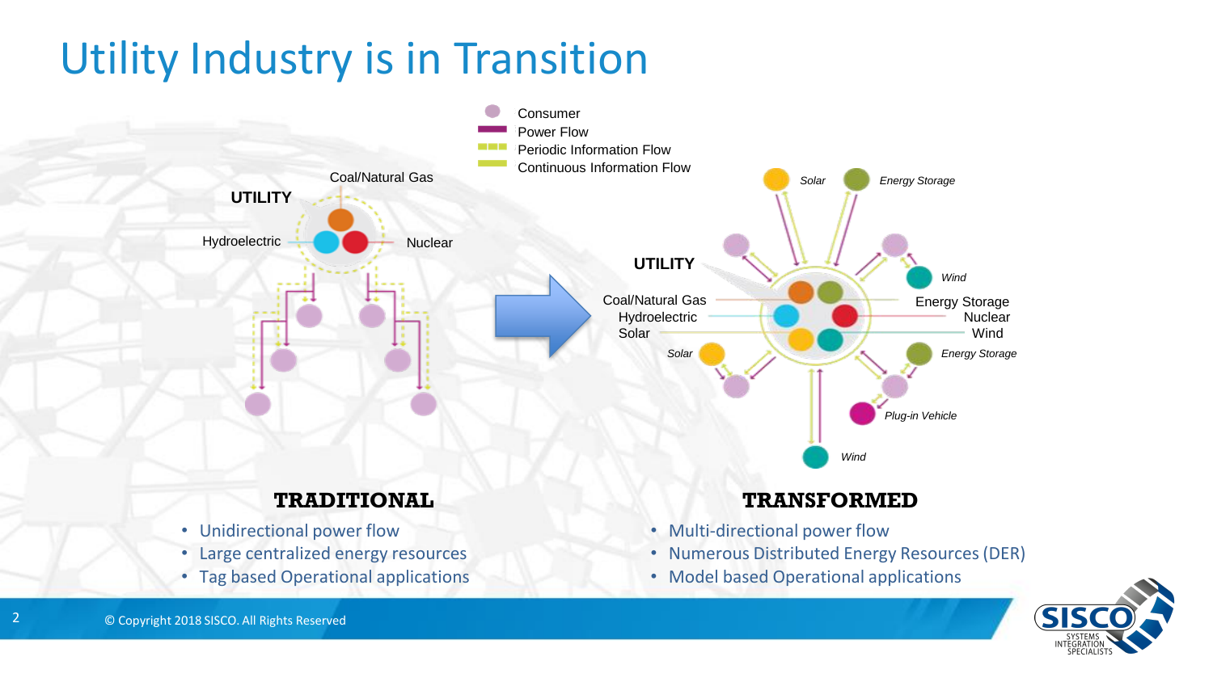# Utility Industry is in Transition

Consumer
Power Flow
Periodic Information Flow
Continuous Information Flow

UTILITY

Coal/Natural Gas
Hydroelectric
Nuclear

UTILITY

Coal/Natural Gas
Hydroelectric
Solar
Energy Storage
Nuclear
Wind

*Solar* *Energy Storage* *Wind* *Solar* *Energy Storage* *Plug-in Vehicle* *Wind*

## TRADITIONAL

- Unidirectional power flow
- Large centralized energy resources
- Tag based Operational applications

## TRANSFORMED

- Multi-directional power flow
- Numerous Distributed Energy Resources (DER)
- Model based Operational applications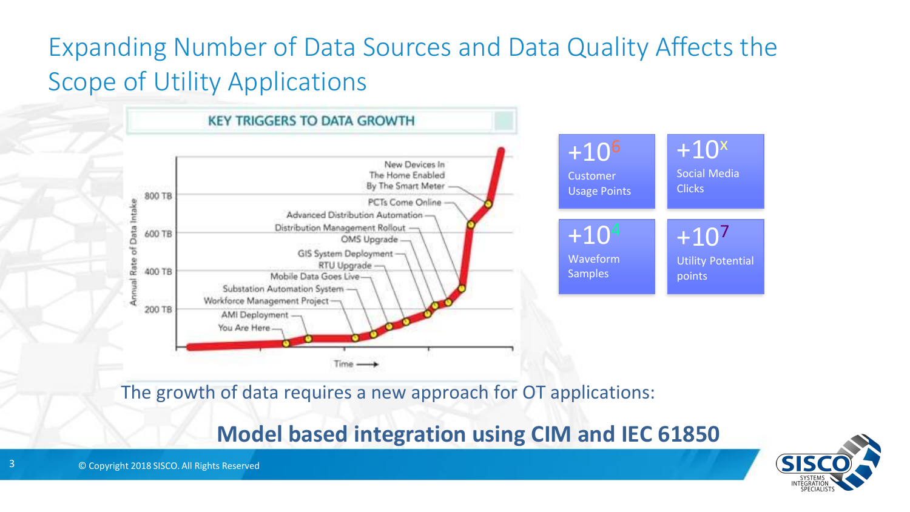# Expanding Number of Data Sources and Data Quality Affects the Scope of Utility Applications

**KEY TRIGGERS TO DATA GROWTH**

Annual Rate of Data Intake: 200 TB, 400 TB, 600 TB, 800 TB

Time →

- You Are Here
- AMI Deployment
- Workforce Management Project
- Substation Automation System
- Mobile Data Goes Live
- RTU Upgrade
- GIS System Deployment
- OMS Upgrade
- Distribution Management Rollout
- Advanced Distribution Automation
- PCTs Come Online
- New Devices In The Home Enabled By The Smart Meter

| | |
|---|---|
| $+10^6$ Customer Usage Points | $+10^x$ Social Media Clicks |
| $+10^4$ Waveform Samples | $+10^7$ Utility Potential points |

The growth of data requires a new approach for OT applications:

**Model based integration using CIM and IEC 61850**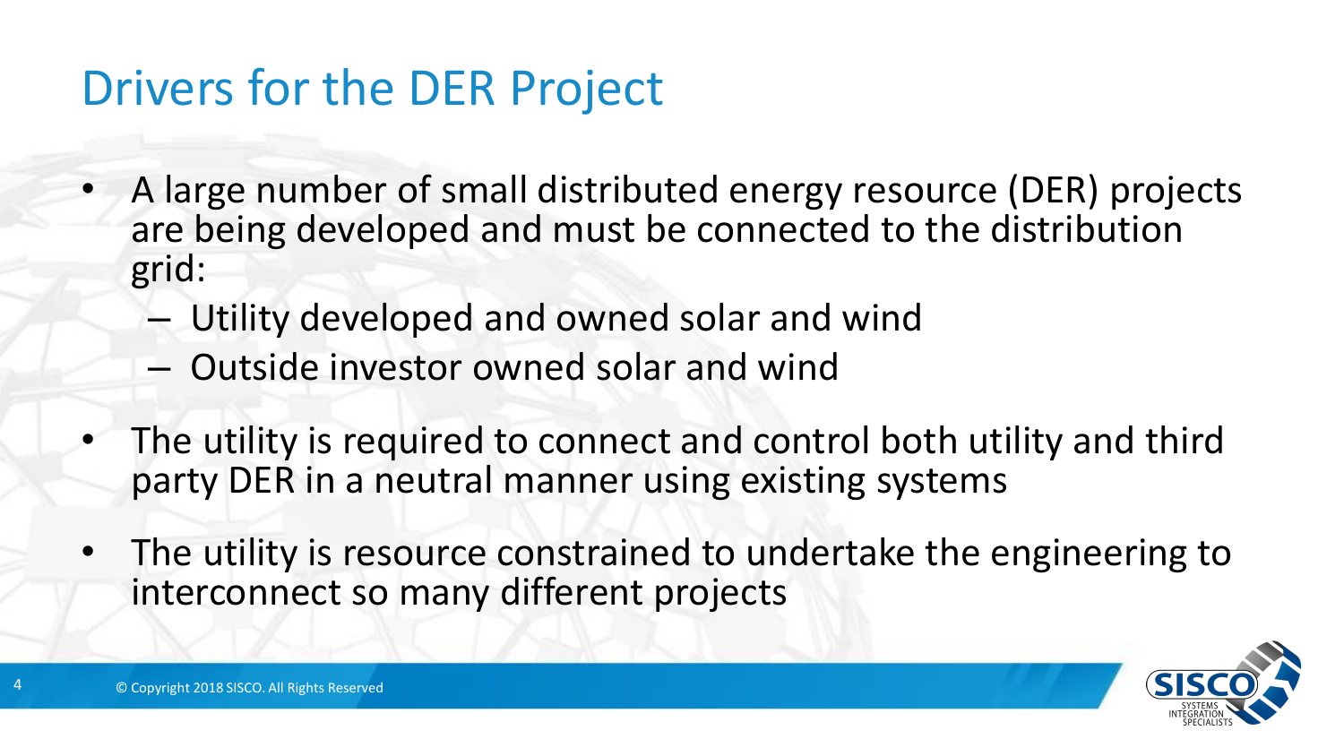# Drivers for the DER Project

- A large number of small distributed energy resource (DER) projects are being developed and must be connected to the distribution grid:
  - Utility developed and owned solar and wind
  - Outside investor owned solar and wind
- The utility is required to connect and control both utility and third party DER in a neutral manner using existing systems
- The utility is resource constrained to undertake the engineering to interconnect so many different projects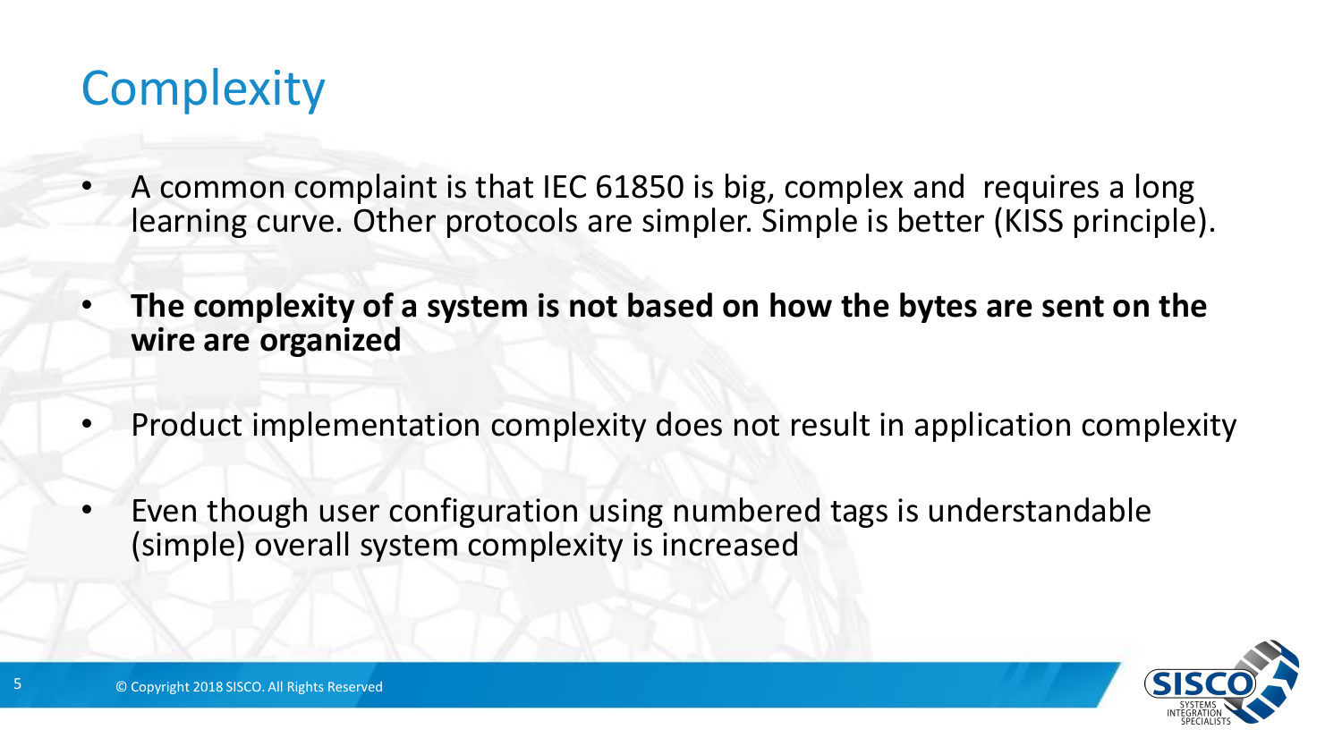# Complexity

- A common complaint is that IEC 61850 is big, complex and requires a long learning curve. Other protocols are simpler. Simple is better (KISS principle).
- **The complexity of a system is not based on how the bytes are sent on the wire are organized**
- Product implementation complexity does not result in application complexity
- Even though user configuration using numbered tags is understandable (simple) overall system complexity is increased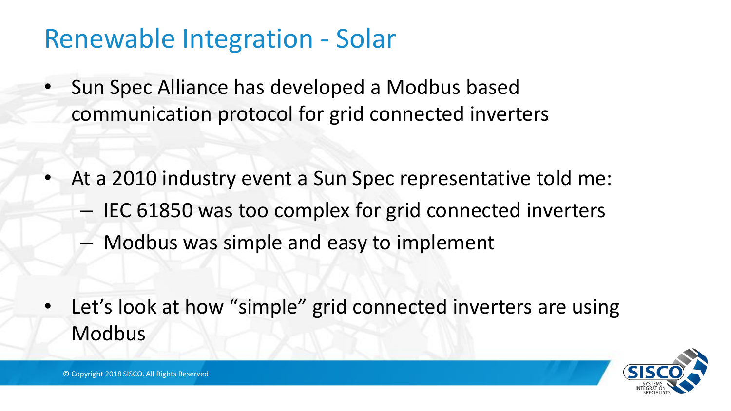# Renewable Integration - Solar

- Sun Spec Alliance has developed a Modbus based communication protocol for grid connected inverters
- At a 2010 industry event a Sun Spec representative told me:
  - IEC 61850 was too complex for grid connected inverters
  - Modbus was simple and easy to implement
- Let's look at how "simple" grid connected inverters are using Modbus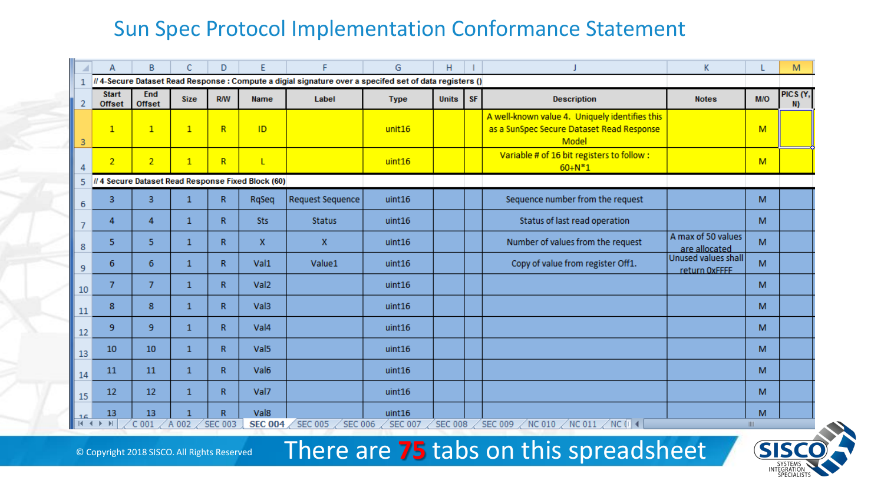# Sun Spec Protocol Implementation Conformance Statement

| | A | B | C | D | E | F | G | H | I | J | K | L | M |
|---|---|---|---|---|---|---|---|---|---|---|---|---|---|
| 1 | // 4-Secure Dataset Read Response : Compute a digial signature over a specifed set of data registers () | | | | | | | | | | | | |
| 2 | Start Offset | End Offset | Size | R/W | Name | Label | Type | Units | SF | Description | Notes | M/O | PICS (Y, N) |
| 3 | 1 | 1 | 1 | R | ID | | unit16 | | | A well-known value 4. Uniquely identifies this as a SunSpec Secure Dataset Read Response Model | | M | |
| 4 | 2 | 2 | 1 | R | L | | uint16 | | | Variable # of 16 bit registers to follow : 60+N*1 | | M | |
| 5 | // 4 Secure Dataset Read Response Fixed Block (60) | | | | | | | | | | | | |
| 6 | 3 | 3 | 1 | R | RqSeq | Request Sequence | uint16 | | | Sequence number from the request | | M | |
| 7 | 4 | 4 | 1 | R | Sts | Status | uint16 | | | Status of last read operation | | M | |
| 8 | 5 | 5 | 1 | R | X | X | uint16 | | | Number of values from the request | A max of 50 values are allocated | M | |
| 9 | 6 | 6 | 1 | R | Val1 | Value1 | uint16 | | | Copy of value from register Off1. | Unused values shall return 0xFFFF | M | |
| 10 | 7 | 7 | 1 | R | Val2 | | uint16 | | | | | M | |
| 11 | 8 | 8 | 1 | R | Val3 | | uint16 | | | | | M | |
| 12 | 9 | 9 | 1 | R | Val4 | | uint16 | | | | | M | |
| 13 | 10 | 10 | 1 | R | Val5 | | uint16 | | | | | M | |
| 14 | 11 | 11 | 1 | R | Val6 | | uint16 | | | | | M | |
| 15 | 12 | 12 | 1 | R | Val7 | | uint16 | | | | | M | |
| 16 | 13 | 13 | 1 | R | Val8 | | uint16 | | | | | M | |

C 001 | A 002 | SEC 003 | **SEC 004** | SEC 005 | SEC 006 | SEC 007 | SEC 008 | SEC 009 | NC 010 | NC 011 | NC

There are **75** tabs on this spreadsheet

© Copyright 2018 SISCO. All Rights Reserved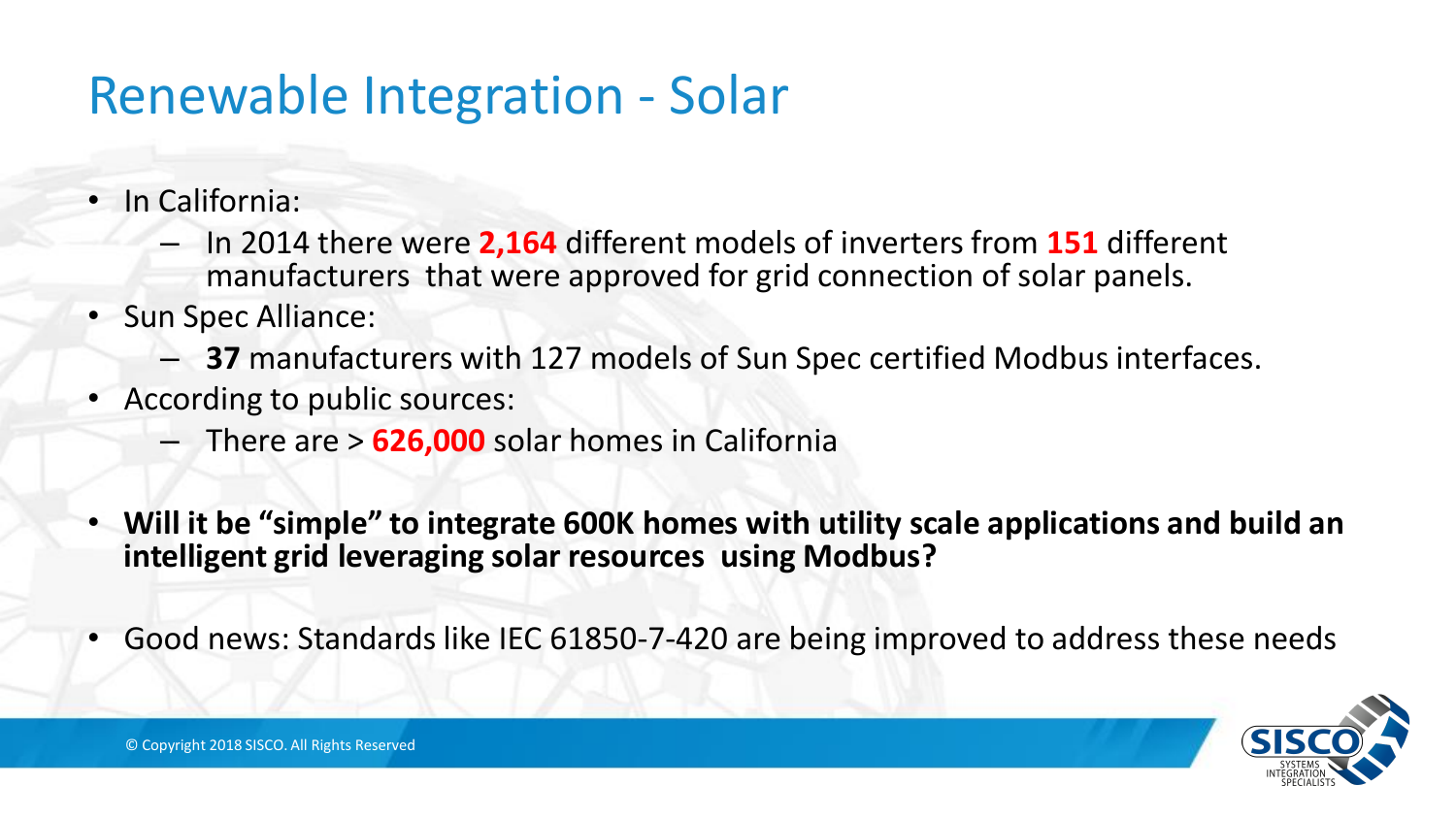# Renewable Integration - Solar

- In California:
  - In 2014 there were **2,164** different models of inverters from **151** different manufacturers that were approved for grid connection of solar panels.
- Sun Spec Alliance:
  - **37** manufacturers with 127 models of Sun Spec certified Modbus interfaces.
- According to public sources:
  - There are > **626,000** solar homes in California
- **Will it be "simple" to integrate 600K homes with utility scale applications and build an intelligent grid leveraging solar resources using Modbus?**
- Good news: Standards like IEC 61850-7-420 are being improved to address these needs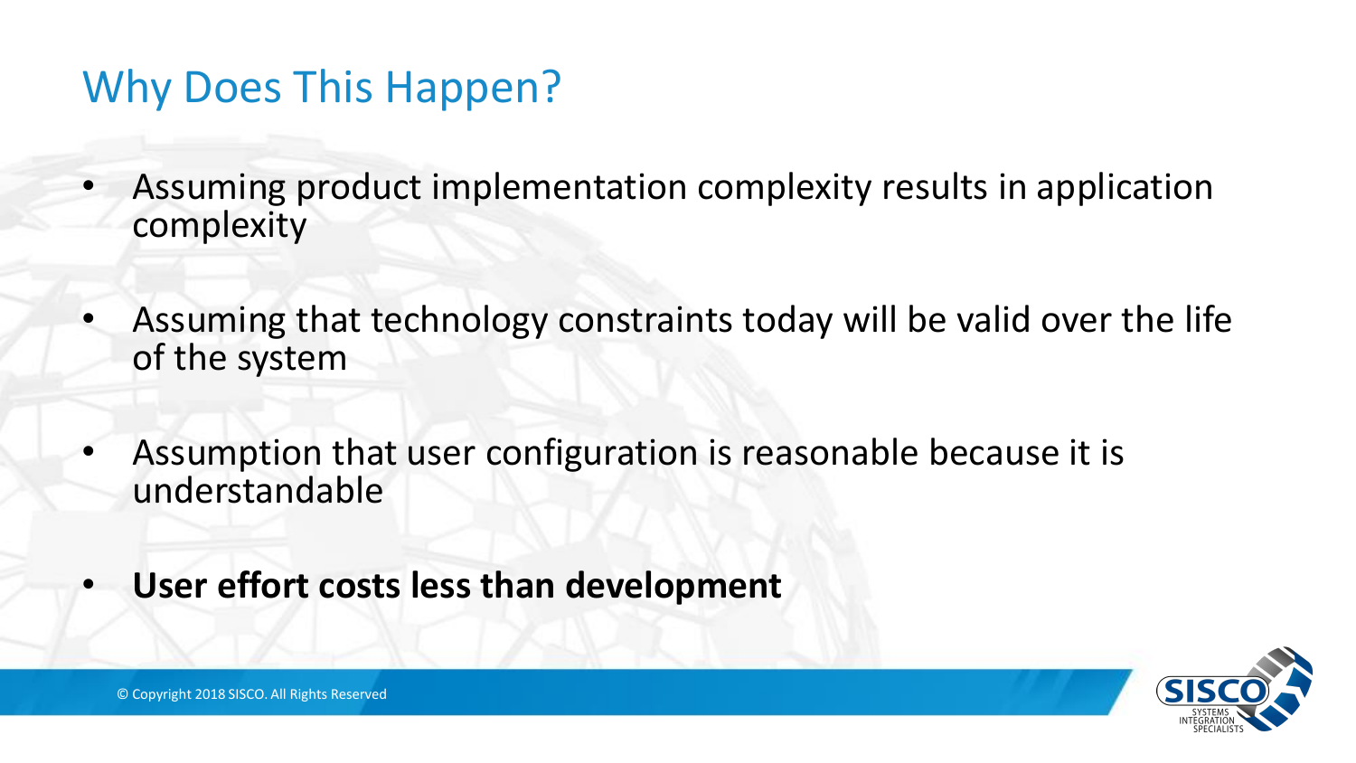# Why Does This Happen?

- Assuming product implementation complexity results in application complexity
- Assuming that technology constraints today will be valid over the life of the system
- Assumption that user configuration is reasonable because it is understandable
- **User effort costs less than development**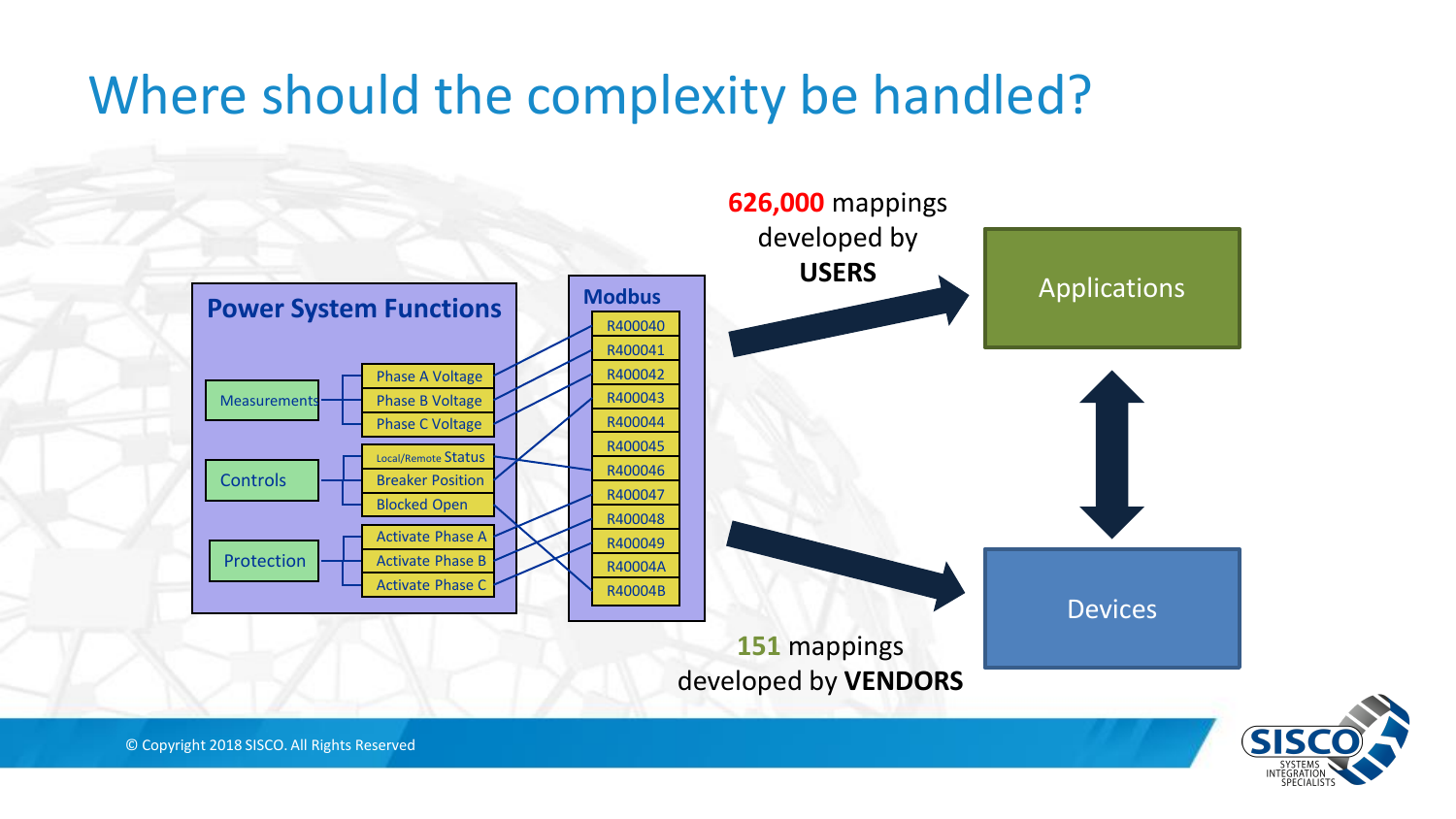# Where should the complexity be handled?

**Power System Functions**

- Measurements
  - Phase A Voltage
  - Phase B Voltage
  - Phase C Voltage
- Controls
  - Local/Remote Status
  - Breaker Position
  - Blocked Open
- Protection
  - Activate Phase A
  - Activate Phase B
  - Activate Phase C

**Modbus**

R400040, R400041, R400042, R400043, R400044, R400045, R400046, R400047, R400048, R400049, R40004A, R40004B

**626,000** mappings developed by **USERS**

Applications

Devices

**151** mappings developed by **VENDORS**

© Copyright 2018 SISCO. All Rights Reserved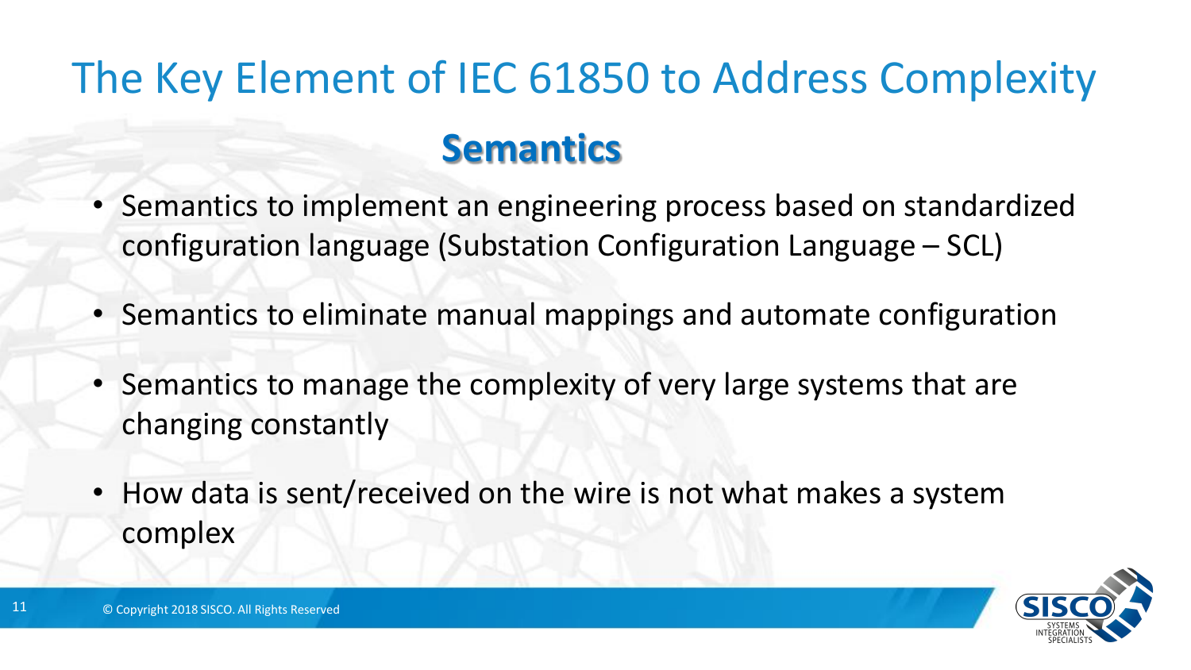# The Key Element of IEC 61850 to Address Complexity

## Semantics

- Semantics to implement an engineering process based on standardized configuration language (Substation Configuration Language – SCL)
- Semantics to eliminate manual mappings and automate configuration
- Semantics to manage the complexity of very large systems that are changing constantly
- How data is sent/received on the wire is not what makes a system complex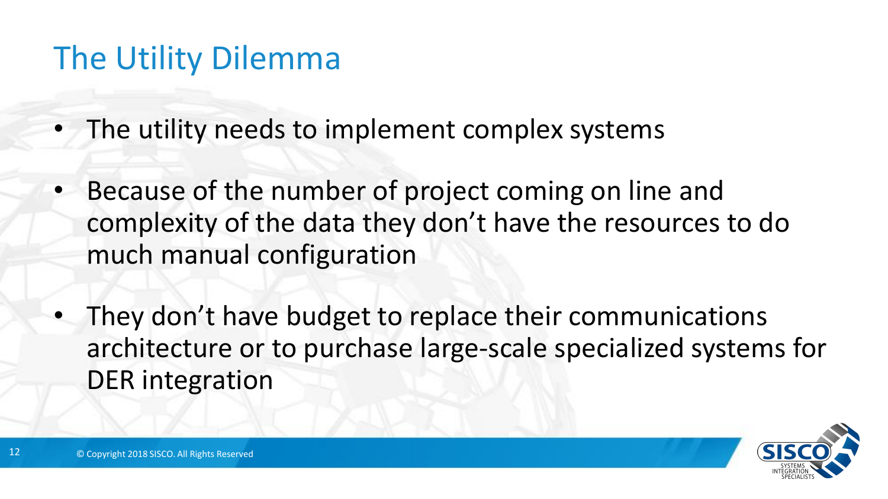# The Utility Dilemma

- The utility needs to implement complex systems
- Because of the number of project coming on line and complexity of the data they don't have the resources to do much manual configuration
- They don't have budget to replace their communications architecture or to purchase large-scale specialized systems for DER integration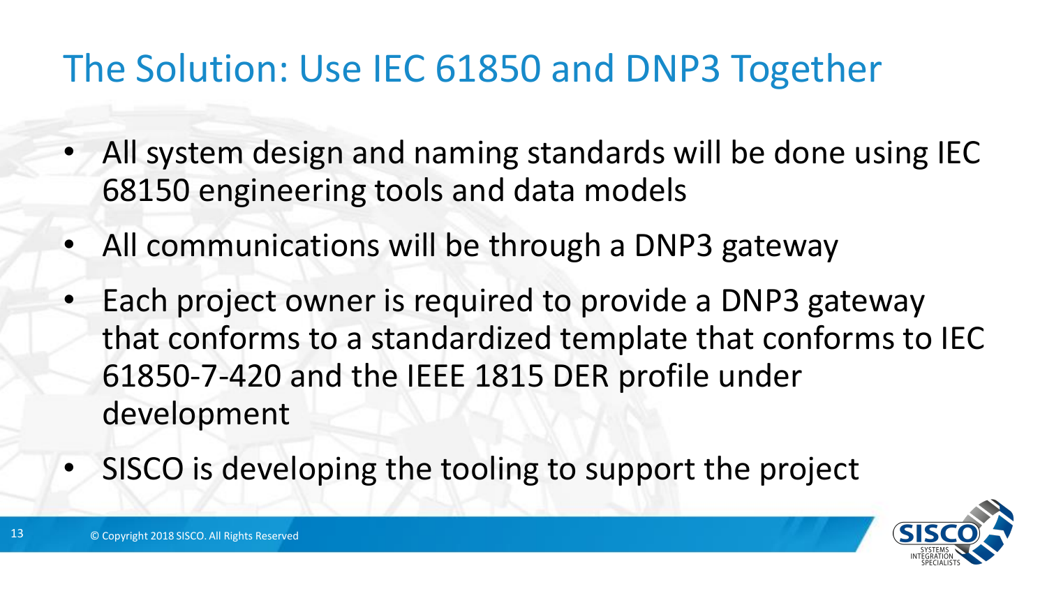# The Solution: Use IEC 61850 and DNP3 Together

- All system design and naming standards will be done using IEC 68150 engineering tools and data models
- All communications will be through a DNP3 gateway
- Each project owner is required to provide a DNP3 gateway that conforms to a standardized template that conforms to IEC 61850-7-420 and the IEEE 1815 DER profile under development
- SISCO is developing the tooling to support the project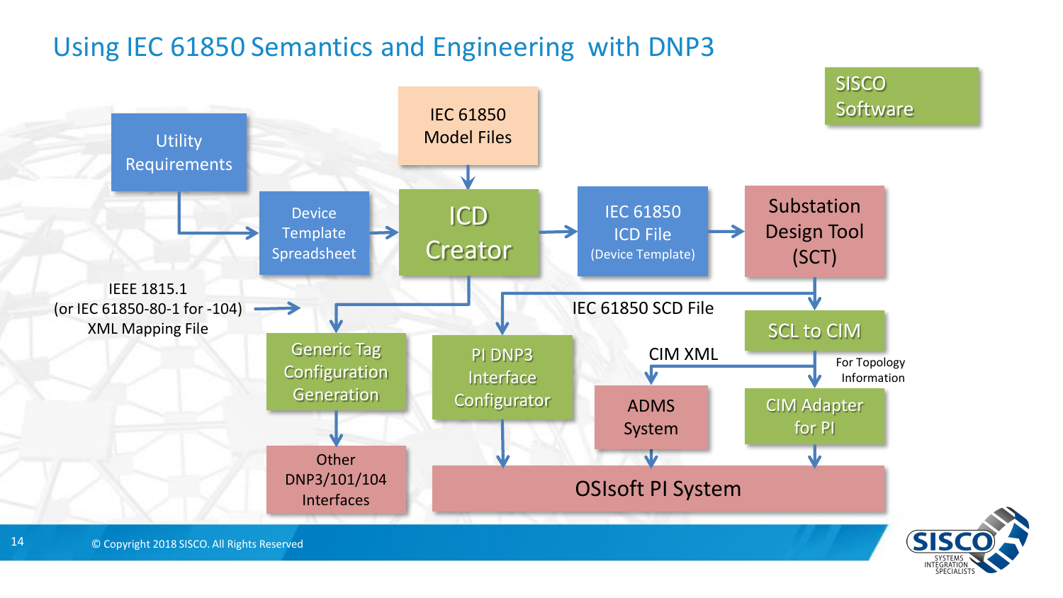# Using IEC 61850 Semantics and Engineering with DNP3

SISCO Software

- Utility Requirements
- Device Template Spreadsheet
- IEC 61850 Model Files
- ICD Creator
- IEC 61850 ICD File (Device Template)
- Substation Design Tool (SCT)
- IEEE 1815.1 (or IEC 61850-80-1 for -104) XML Mapping File
- IEC 61850 SCD File
- SCL to CIM
- CIM XML
- For Topology Information
- Generic Tag Configuration Generation
- PI DNP3 Interface Configurator
- ADMS System
- CIM Adapter for PI
- Other DNP3/101/104 Interfaces
- OSIsoft PI System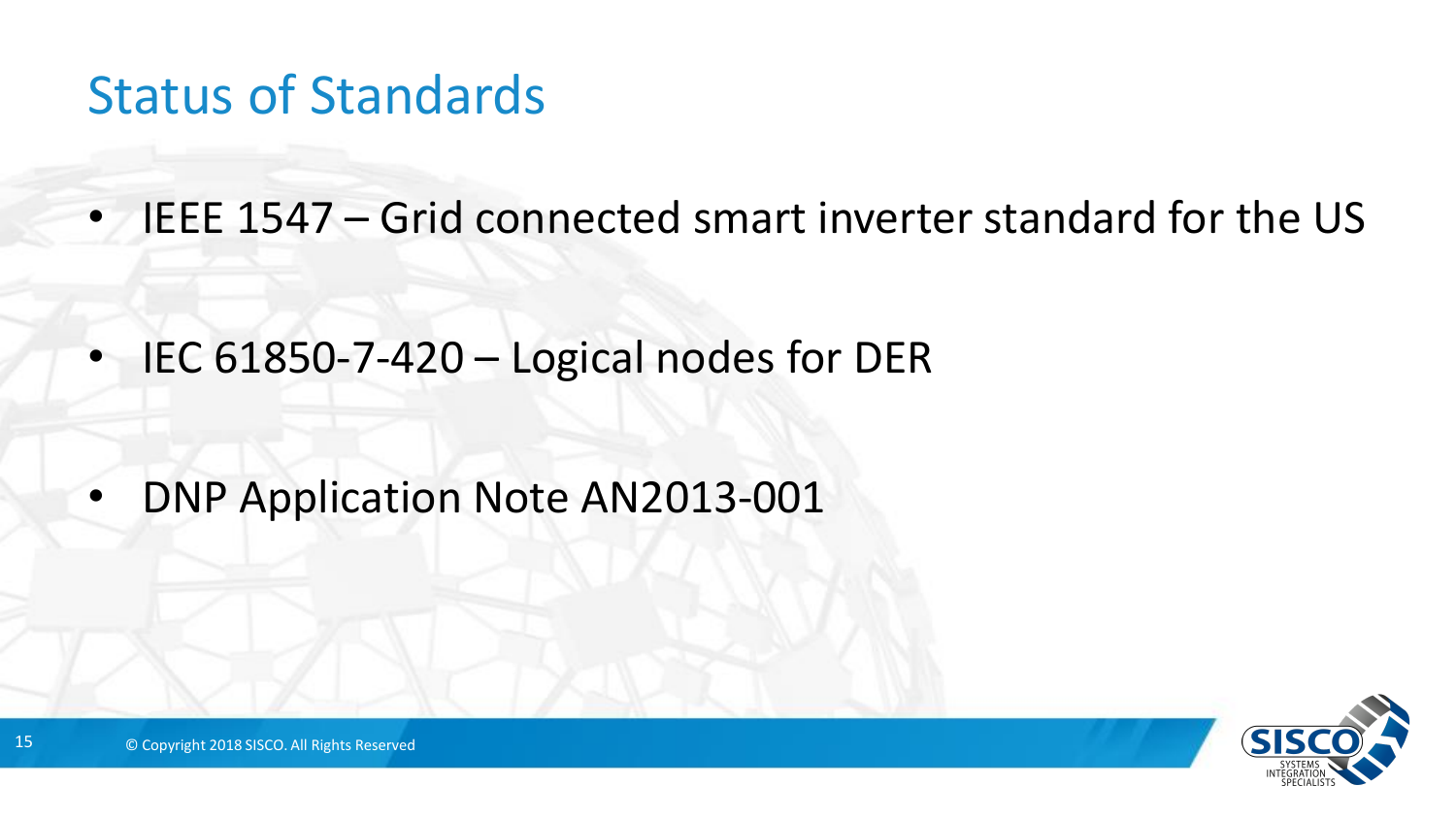# Status of Standards

- IEEE 1547 – Grid connected smart inverter standard for the US
- IEC 61850-7-420 – Logical nodes for DER
- DNP Application Note AN2013-001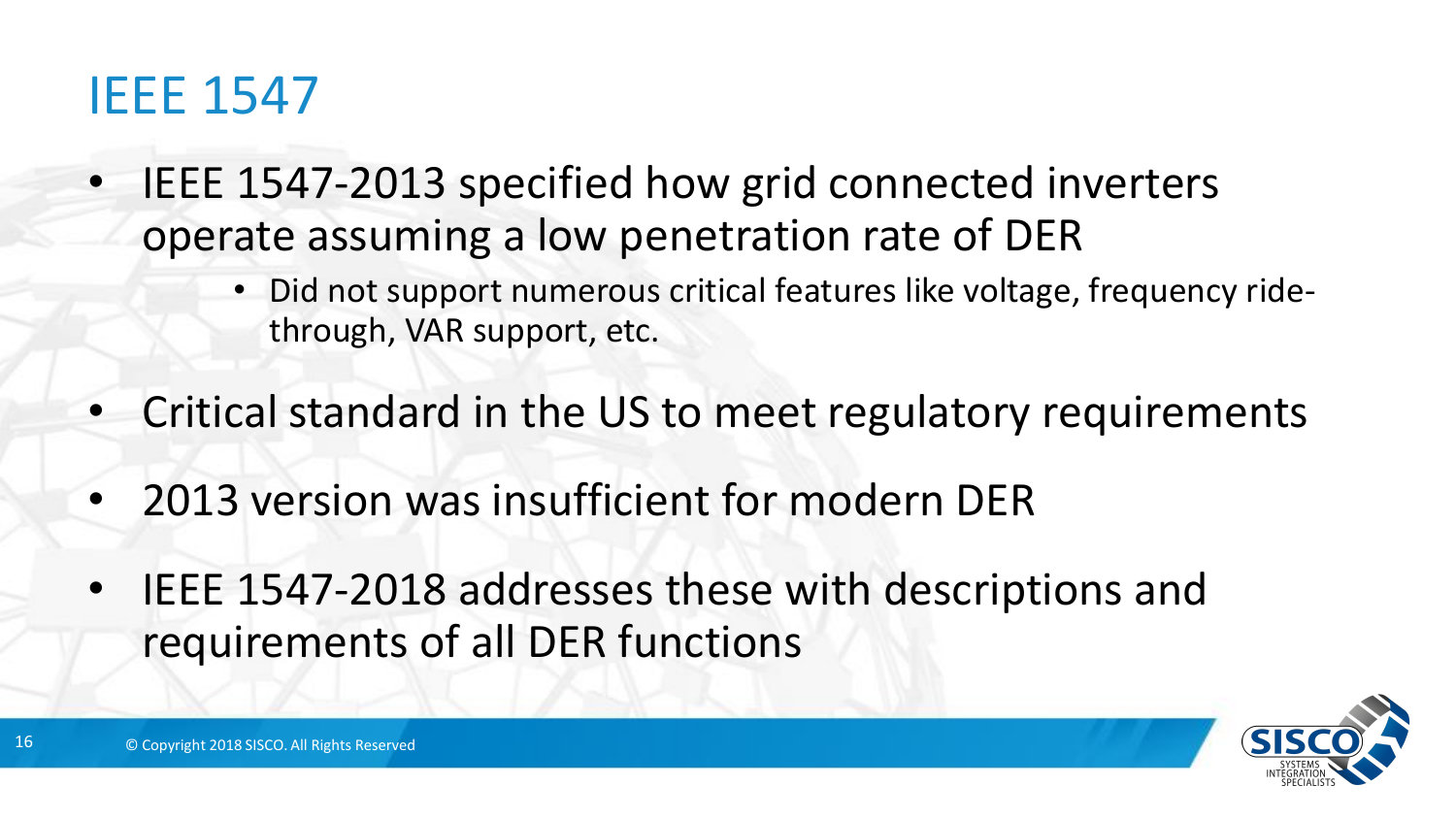# IEEE 1547

- IEEE 1547-2013 specified how grid connected inverters operate assuming a low penetration rate of DER
  - Did not support numerous critical features like voltage, frequency ride-through, VAR support, etc.
- Critical standard in the US to meet regulatory requirements
- 2013 version was insufficient for modern DER
- IEEE 1547-2018 addresses these with descriptions and requirements of all DER functions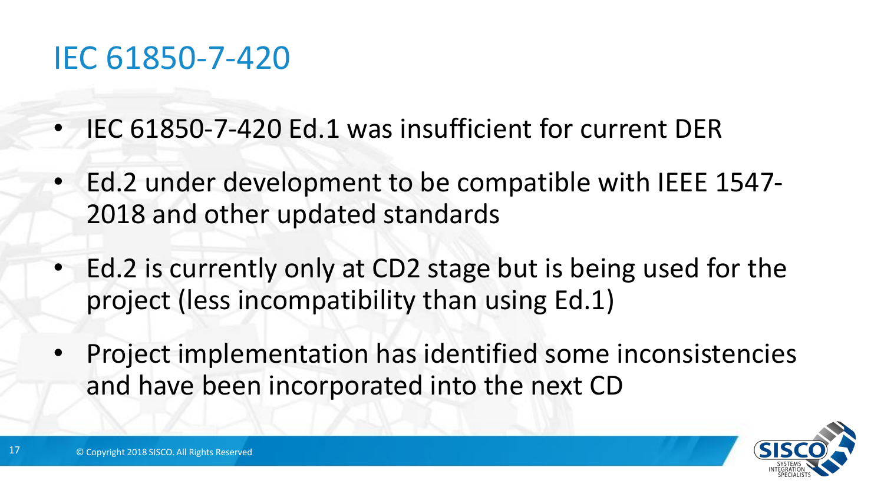# IEC 61850-7-420

- IEC 61850-7-420 Ed.1 was insufficient for current DER
- Ed.2 under development to be compatible with IEEE 1547-2018 and other updated standards
- Ed.2 is currently only at CD2 stage but is being used for the project (less incompatibility than using Ed.1)
- Project implementation has identified some inconsistencies and have been incorporated into the next CD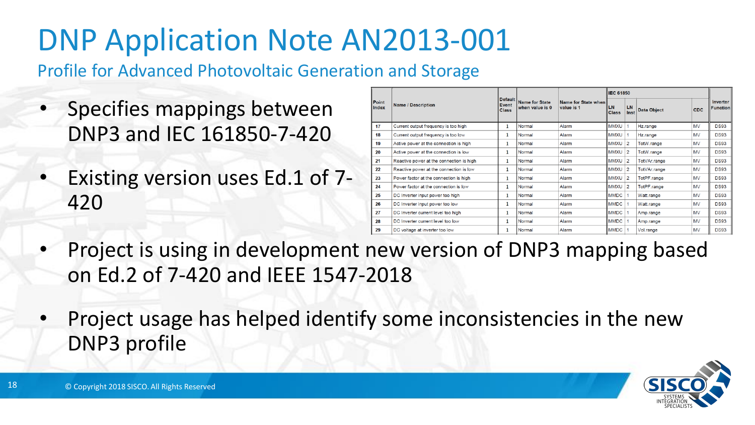# DNP Application Note AN2013-001

## Profile for Advanced Photovoltaic Generation and Storage

- Specifies mappings between DNP3 and IEC 161850-7-420
- Existing version uses Ed.1 of 7-420

| Point Index | Name / Description | Default Event Class | Name for State when value is 0 | Name for State when value is 1 | IEC 61850 | | | | Inverter Function |
|---|---|---|---|---|---|---|---|---|---|
| | | | | | LN Class | LN Inst | Data Object | CDC | |
| 17 | Current output frequency is too high | 1 | Normal | Alarm | MMXU | 1 | Hz.range | MV | DS93 |
| 18 | Current output frequency is too low | 1 | Normal | Alarm | MMXU | 1 | Hz.range | MV | DS93 |
| 19 | Active power at the connection is high | 1 | Normal | Alarm | MMXU | 2 | TotW.range | MV | DS93 |
| 20 | Active power at the connection is low | 1 | Normal | Alarm | MMXU | 2 | TotW.range | MV | DS93 |
| 21 | Reactive power at the connection is high | 1 | Normal | Alarm | MMXU | 2 | TotVAr.range | MV | DS93 |
| 22 | Reactive power at the connection is low | 1 | Normal | Alarm | MMXU | 2 | TotVAr.range | MV | DS93 |
| 23 | Power factor at the connection is high | 1 | Normal | Alarm | MMXU | 2 | TotPF.range | MV | DS93 |
| 24 | Power factor at the connection is low | 1 | Normal | Alarm | MMXU | 2 | TotPF.range | MV | DS93 |
| 25 | DC inverter input power too high | 1 | Normal | Alarm | MMDC | 1 | Watt.range | MV | DS93 |
| 26 | DC inverter input power too low | 1 | Normal | Alarm | MMDC | 1 | Watt.range | MV | DS93 |
| 27 | DC inverter current level too high | 1 | Normal | Alarm | MMDC | 1 | Amp.range | MV | DS93 |
| 28 | DC inverter current level too low | 1 | Normal | Alarm | MMDC | 1 | Amp.range | MV | DS93 |
| 29 | DC voltage at inverter too low | 1 | Normal | Alarm | MMDC | 1 | Vol.range | MV | DS93 |

- Project is using in development new version of DNP3 mapping based on Ed.2 of 7-420 and IEEE 1547-2018
- Project usage has helped identify some inconsistencies in the new DNP3 profile

© Copyright 2018 SISCO. All Rights Reserved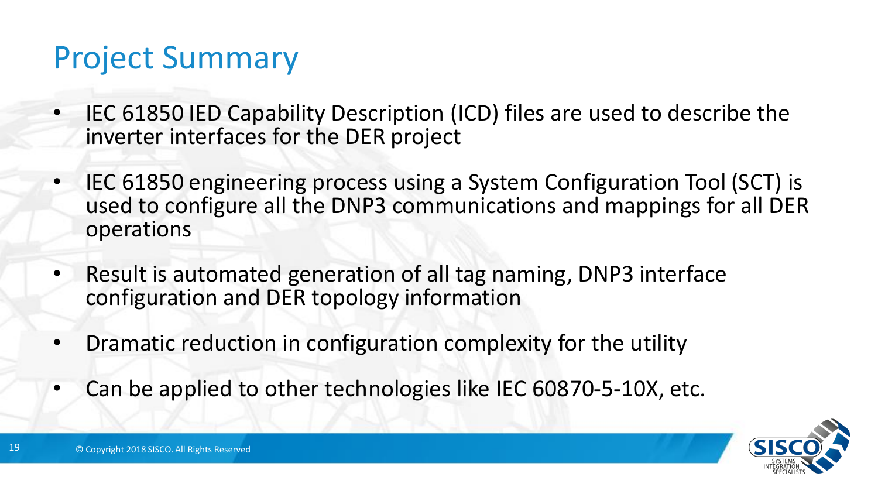# Project Summary

- IEC 61850 IED Capability Description (ICD) files are used to describe the inverter interfaces for the DER project
- IEC 61850 engineering process using a System Configuration Tool (SCT) is used to configure all the DNP3 communications and mappings for all DER operations
- Result is automated generation of all tag naming, DNP3 interface configuration and DER topology information
- Dramatic reduction in configuration complexity for the utility
- Can be applied to other technologies like IEC 60870-5-10X, etc.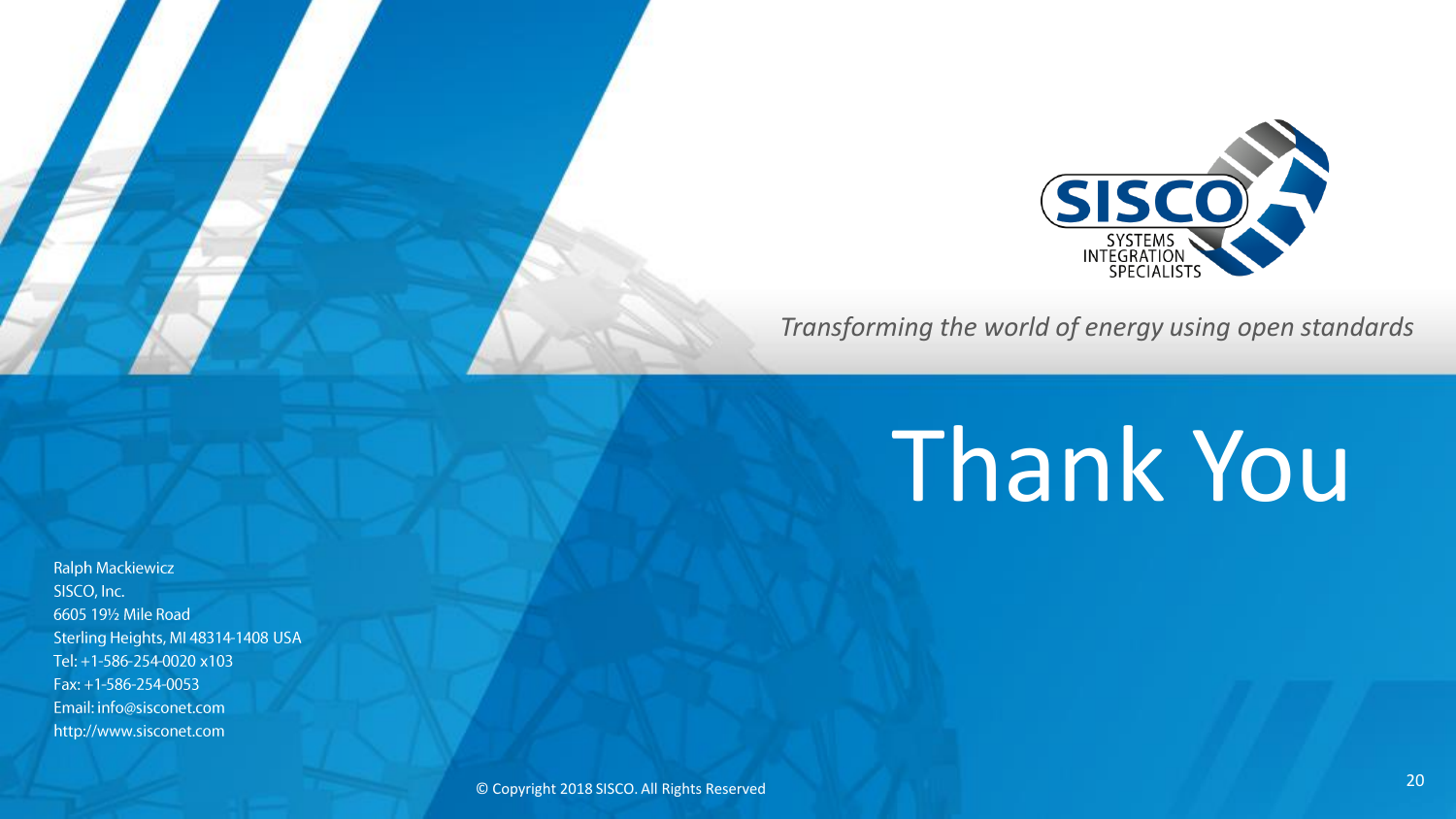SISCO

SYSTEMS INTEGRATION SPECIALISTS

*Transforming the world of energy using open standards*

# Thank You

Ralph Mackiewicz
SISCO, Inc.
6605 19½ Mile Road
Sterling Heights, MI 48314-1408 USA
Tel: +1-586-254-0020 x103
Fax: +1-586-254-0053
Email: info@sisconet.com
http://www.sisconet.com

© Copyright 2018 SISCO. All Rights Reserved